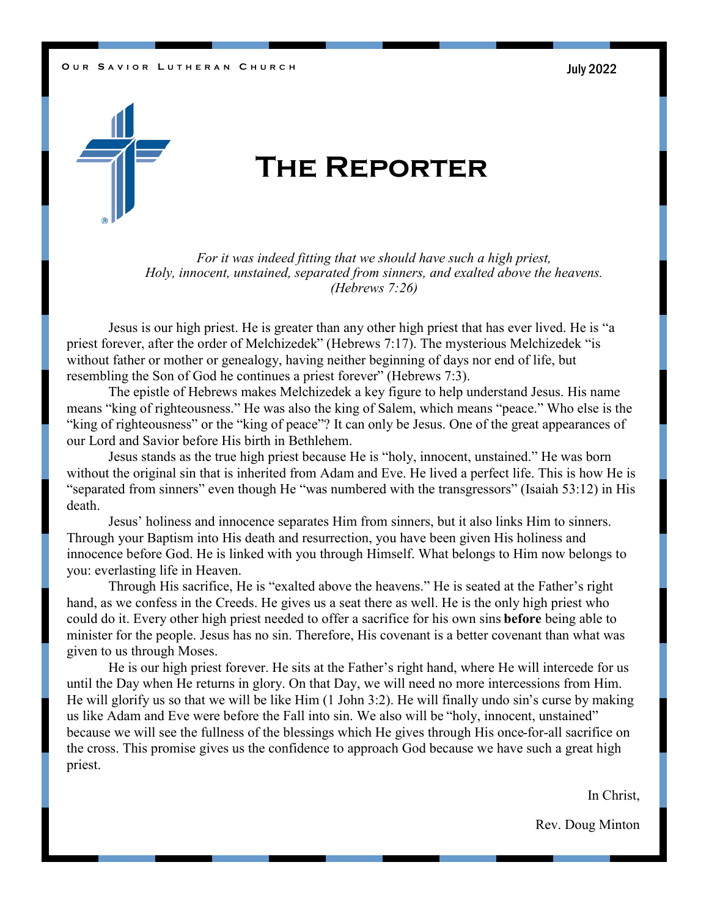Our Savior Lutheran Church

July 2022

# The Reporter

*For it was indeed fitting that we should have such a high priest,*
*Holy, innocent, unstained, separated from sinners, and exalted above the heavens.*
*(Hebrews 7:26)*

Jesus is our high priest. He is greater than any other high priest that has ever lived. He is "a priest forever, after the order of Melchizedek" (Hebrews 7:17). The mysterious Melchizedek "is without father or mother or genealogy, having neither beginning of days nor end of life, but resembling the Son of God he continues a priest forever" (Hebrews 7:3).

The epistle of Hebrews makes Melchizedek a key figure to help understand Jesus. His name means "king of righteousness." He was also the king of Salem, which means "peace." Who else is the "king of righteousness" or the "king of peace"? It can only be Jesus. One of the great appearances of our Lord and Savior before His birth in Bethlehem.

Jesus stands as the true high priest because He is "holy, innocent, unstained." He was born without the original sin that is inherited from Adam and Eve. He lived a perfect life. This is how He is "separated from sinners" even though He "was numbered with the transgressors" (Isaiah 53:12) in His death.

Jesus' holiness and innocence separates Him from sinners, but it also links Him to sinners. Through your Baptism into His death and resurrection, you have been given His holiness and innocence before God. He is linked with you through Himself. What belongs to Him now belongs to you: everlasting life in Heaven.

Through His sacrifice, He is "exalted above the heavens." He is seated at the Father's right hand, as we confess in the Creeds. He gives us a seat there as well. He is the only high priest who could do it. Every other high priest needed to offer a sacrifice for his own sins **before** being able to minister for the people. Jesus has no sin. Therefore, His covenant is a better covenant than what was given to us through Moses.

He is our high priest forever. He sits at the Father's right hand, where He will intercede for us until the Day when He returns in glory. On that Day, we will need no more intercessions from Him. He will glorify us so that we will be like Him (1 John 3:2). He will finally undo sin's curse by making us like Adam and Eve were before the Fall into sin. We also will be "holy, innocent, unstained" because we will see the fullness of the blessings which He gives through His once-for-all sacrifice on the cross. This promise gives us the confidence to approach God because we have such a great high priest.

In Christ,

Rev. Doug Minton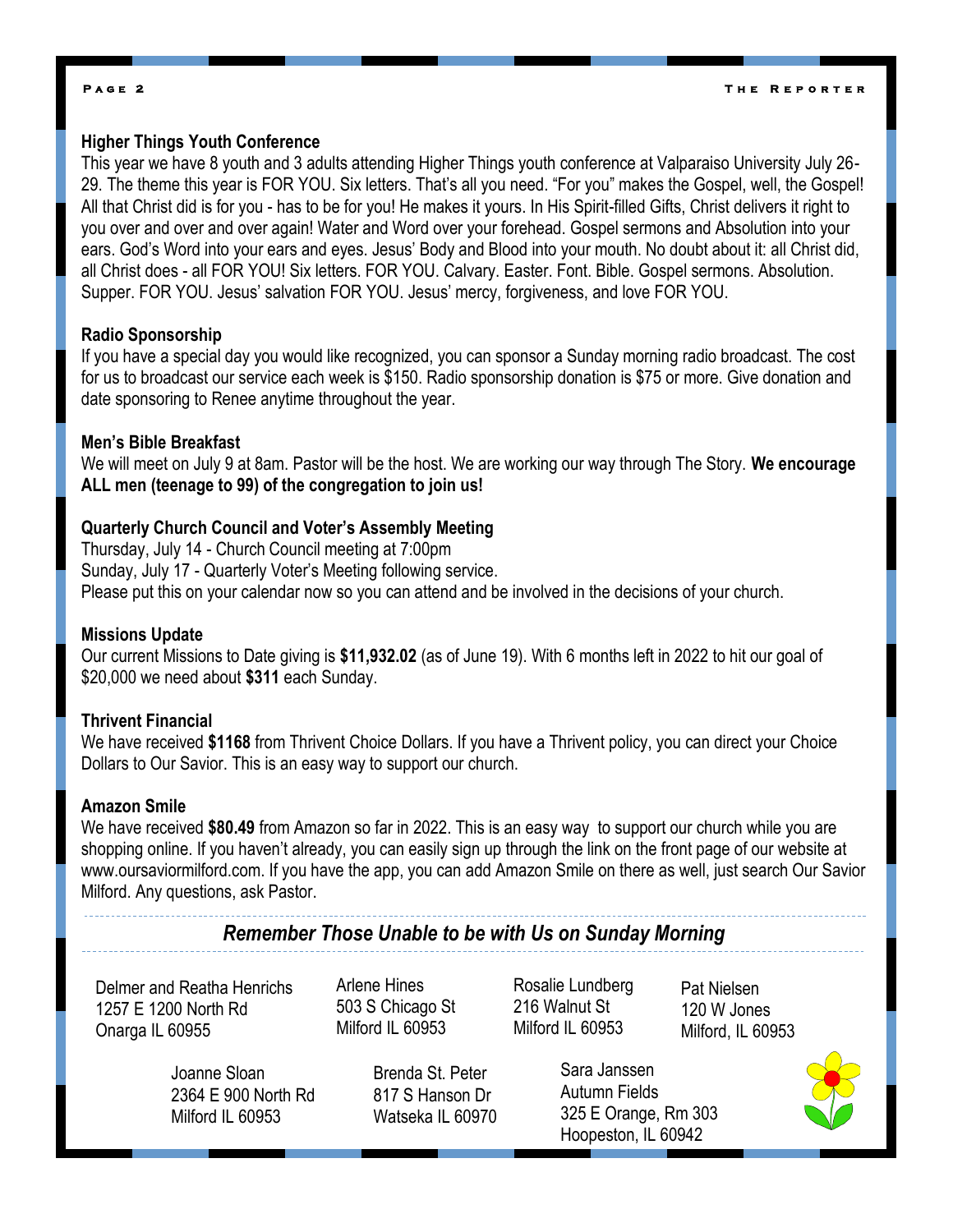### Higher Things Youth Conference

This year we have 8 youth and 3 adults attending Higher Things youth conference at Valparaiso University July 26-29. The theme this year is FOR YOU. Six letters. That's all you need. "For you" makes the Gospel, well, the Gospel! All that Christ did is for you - has to be for you! He makes it yours. In His Spirit-filled Gifts, Christ delivers it right to you over and over and over again! Water and Word over your forehead. Gospel sermons and Absolution into your ears. God's Word into your ears and eyes. Jesus' Body and Blood into your mouth. No doubt about it: all Christ did, all Christ does - all FOR YOU! Six letters. FOR YOU. Calvary. Easter. Font. Bible. Gospel sermons. Absolution. Supper. FOR YOU. Jesus' salvation FOR YOU. Jesus' mercy, forgiveness, and love FOR YOU.

### Radio Sponsorship

If you have a special day you would like recognized, you can sponsor a Sunday morning radio broadcast. The cost for us to broadcast our service each week is $150. Radio sponsorship donation is $75 or more. Give donation and date sponsoring to Renee anytime throughout the year.

### Men's Bible Breakfast

We will meet on July 9 at 8am. Pastor will be the host. We are working our way through The Story. **We encourage ALL men (teenage to 99) of the congregation to join us!**

### Quarterly Church Council and Voter's Assembly Meeting

Thursday, July 14 - Church Council meeting at 7:00pm
Sunday, July 17 - Quarterly Voter's Meeting following service.
Please put this on your calendar now so you can attend and be involved in the decisions of your church.

### Missions Update

Our current Missions to Date giving is **$11,932.02** (as of June 19). With 6 months left in 2022 to hit our goal of $20,000 we need about **$311** each Sunday.

### Thrivent Financial

We have received **$1168** from Thrivent Choice Dollars. If you have a Thrivent policy, you can direct your Choice Dollars to Our Savior. This is an easy way to support our church.

### Amazon Smile

We have received **$80.49** from Amazon so far in 2022. This is an easy way to support our church while you are shopping online. If you haven't already, you can easily sign up through the link on the front page of our website at www.oursaviormilford.com. If you have the app, you can add Amazon Smile on there as well, just search Our Savior Milford. Any questions, ask Pastor.

---

## *Remember Those Unable to be with Us on Sunday Morning*

Delmer and Reatha Henrichs
1257 E 1200 North Rd
Onarga IL 60955

Arlene Hines
503 S Chicago St
Milford IL 60953

Rosalie Lundberg
216 Walnut St
Milford IL 60953

Pat Nielsen
120 W Jones
Milford, IL 60953

Joanne Sloan
2364 E 900 North Rd
Milford IL 60953

Brenda St. Peter
817 S Hanson Dr
Watseka IL 60970

Sara Janssen
Autumn Fields
325 E Orange, Rm 303
Hoopeston, IL 60942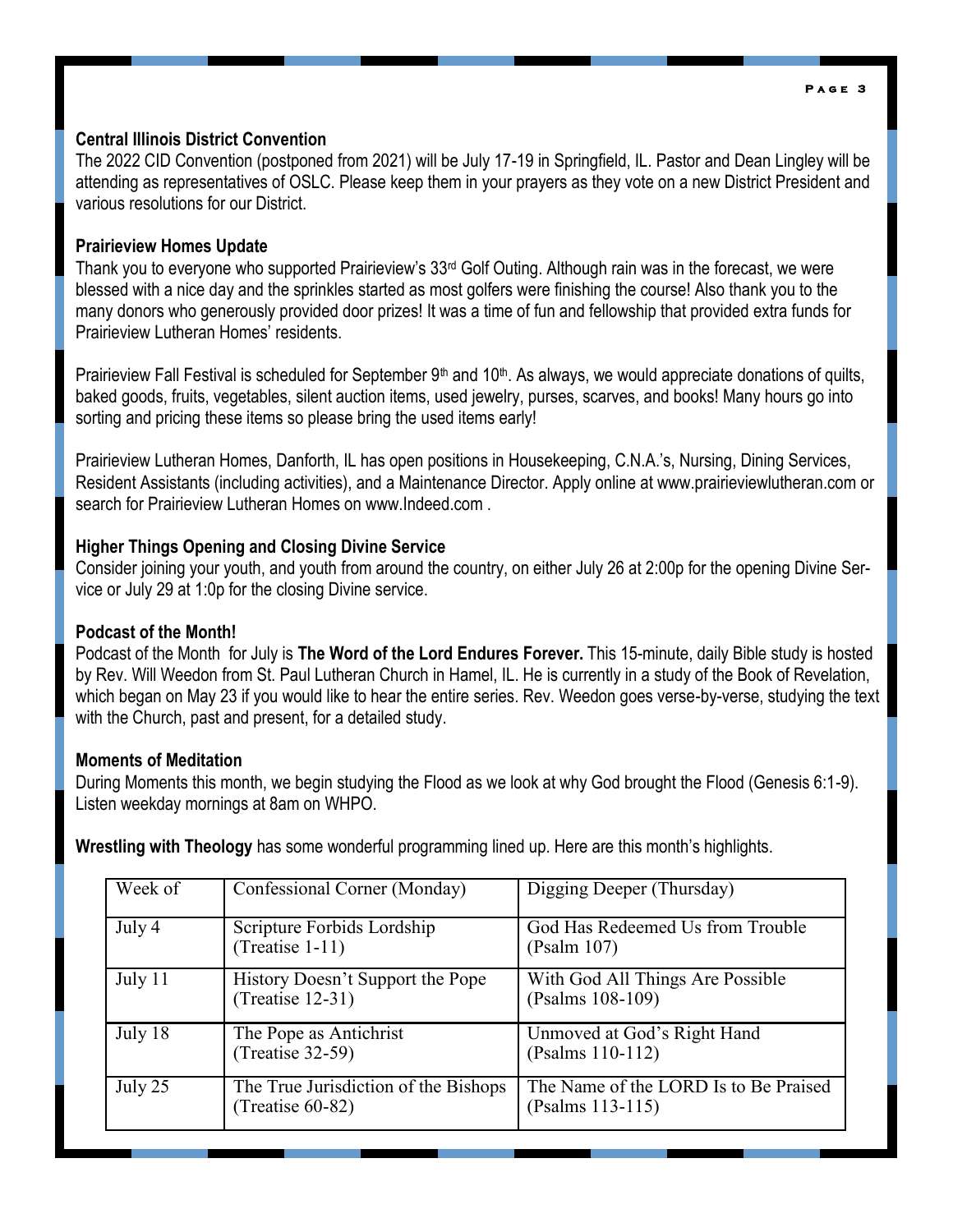### Central Illinois District Convention

The 2022 CID Convention (postponed from 2021) will be July 17-19 in Springfield, IL. Pastor and Dean Lingley will be attending as representatives of OSLC. Please keep them in your prayers as they vote on a new District President and various resolutions for our District.

### Prairieview Homes Update

Thank you to everyone who supported Prairieview's 33rd Golf Outing. Although rain was in the forecast, we were blessed with a nice day and the sprinkles started as most golfers were finishing the course! Also thank you to the many donors who generously provided door prizes! It was a time of fun and fellowship that provided extra funds for Prairieview Lutheran Homes' residents.

Prairieview Fall Festival is scheduled for September 9th and 10th. As always, we would appreciate donations of quilts, baked goods, fruits, vegetables, silent auction items, used jewelry, purses, scarves, and books! Many hours go into sorting and pricing these items so please bring the used items early!

Prairieview Lutheran Homes, Danforth, IL has open positions in Housekeeping, C.N.A.'s, Nursing, Dining Services, Resident Assistants (including activities), and a Maintenance Director. Apply online at www.prairieviewlutheran.com or search for Prairieview Lutheran Homes on www.Indeed.com .

### Higher Things Opening and Closing Divine Service

Consider joining your youth, and youth from around the country, on either July 26 at 2:00p for the opening Divine Service or July 29 at 1:0p for the closing Divine service.

### Podcast of the Month!

Podcast of the Month for July is **The Word of the Lord Endures Forever.** This 15-minute, daily Bible study is hosted by Rev. Will Weedon from St. Paul Lutheran Church in Hamel, IL. He is currently in a study of the Book of Revelation, which began on May 23 if you would like to hear the entire series. Rev. Weedon goes verse-by-verse, studying the text with the Church, past and present, for a detailed study.

### Moments of Meditation

During Moments this month, we begin studying the Flood as we look at why God brought the Flood (Genesis 6:1-9). Listen weekday mornings at 8am on WHPO.

**Wrestling with Theology** has some wonderful programming lined up. Here are this month's highlights.

| Week of | Confessional Corner (Monday) | Digging Deeper (Thursday) |
|---|---|---|
| July 4 | Scripture Forbids Lordship (Treatise 1-11) | God Has Redeemed Us from Trouble (Psalm 107) |
| July 11 | History Doesn't Support the Pope (Treatise 12-31) | With God All Things Are Possible (Psalms 108-109) |
| July 18 | The Pope as Antichrist (Treatise 32-59) | Unmoved at God's Right Hand (Psalms 110-112) |
| July 25 | The True Jurisdiction of the Bishops (Treatise 60-82) | The Name of the LORD Is to Be Praised (Psalms 113-115) |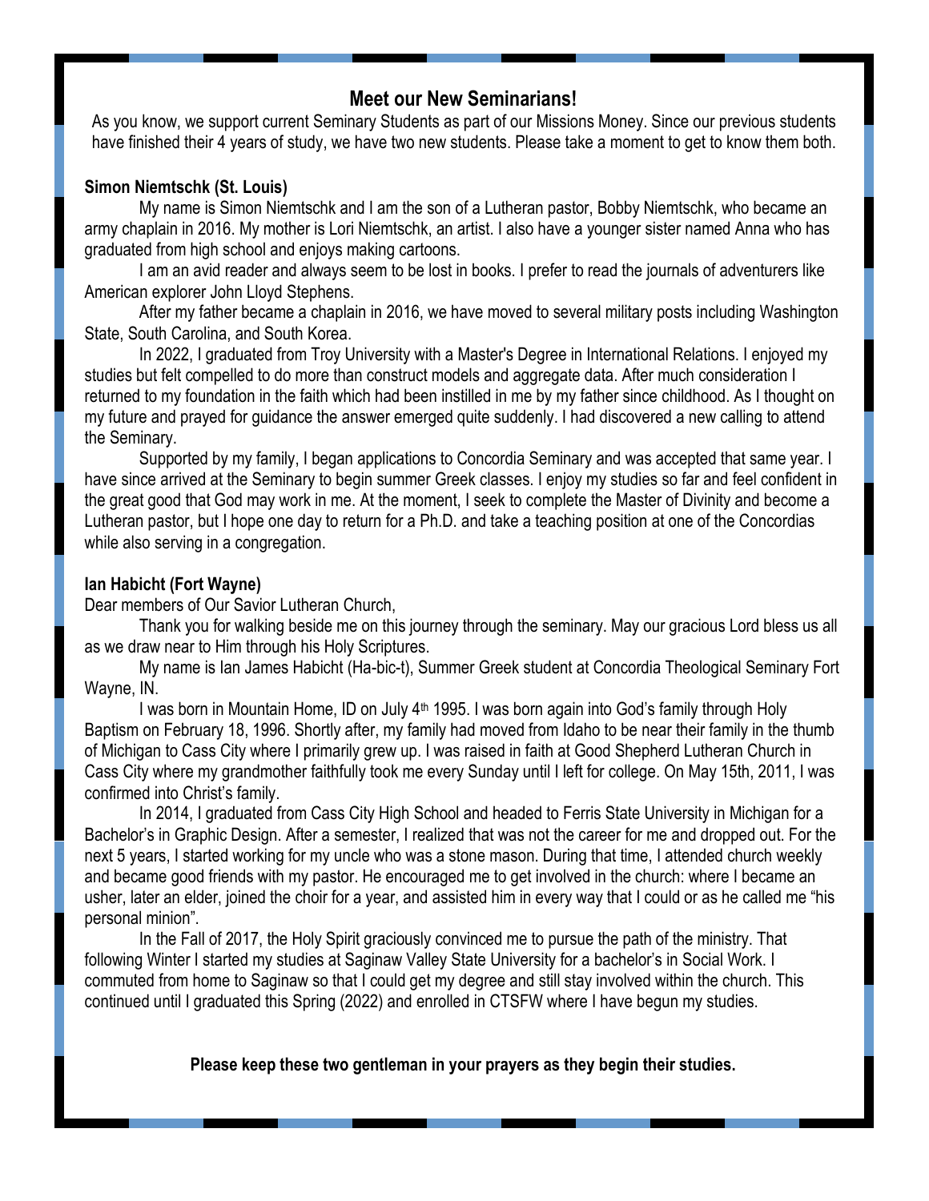## Meet our New Seminarians!

As you know, we support current Seminary Students as part of our Missions Money. Since our previous students have finished their 4 years of study, we have two new students. Please take a moment to get to know them both.

**Simon Niemtschk (St. Louis)**

My name is Simon Niemtschk and I am the son of a Lutheran pastor, Bobby Niemtschk, who became an army chaplain in 2016. My mother is Lori Niemtschk, an artist. I also have a younger sister named Anna who has graduated from high school and enjoys making cartoons.

I am an avid reader and always seem to be lost in books. I prefer to read the journals of adventurers like American explorer John Lloyd Stephens.

After my father became a chaplain in 2016, we have moved to several military posts including Washington State, South Carolina, and South Korea.

In 2022, I graduated from Troy University with a Master's Degree in International Relations. I enjoyed my studies but felt compelled to do more than construct models and aggregate data. After much consideration I returned to my foundation in the faith which had been instilled in me by my father since childhood. As I thought on my future and prayed for guidance the answer emerged quite suddenly. I had discovered a new calling to attend the Seminary.

Supported by my family, I began applications to Concordia Seminary and was accepted that same year. I have since arrived at the Seminary to begin summer Greek classes. I enjoy my studies so far and feel confident in the great good that God may work in me. At the moment, I seek to complete the Master of Divinity and become a Lutheran pastor, but I hope one day to return for a Ph.D. and take a teaching position at one of the Concordias while also serving in a congregation.

**Ian Habicht (Fort Wayne)**

Dear members of Our Savior Lutheran Church,

Thank you for walking beside me on this journey through the seminary. May our gracious Lord bless us all as we draw near to Him through his Holy Scriptures.

My name is Ian James Habicht (Ha-bic-t), Summer Greek student at Concordia Theological Seminary Fort Wayne, IN.

I was born in Mountain Home, ID on July 4th 1995. I was born again into God's family through Holy Baptism on February 18, 1996. Shortly after, my family had moved from Idaho to be near their family in the thumb of Michigan to Cass City where I primarily grew up. I was raised in faith at Good Shepherd Lutheran Church in Cass City where my grandmother faithfully took me every Sunday until I left for college. On May 15th, 2011, I was confirmed into Christ's family.

In 2014, I graduated from Cass City High School and headed to Ferris State University in Michigan for a Bachelor's in Graphic Design. After a semester, I realized that was not the career for me and dropped out. For the next 5 years, I started working for my uncle who was a stone mason. During that time, I attended church weekly and became good friends with my pastor. He encouraged me to get involved in the church: where I became an usher, later an elder, joined the choir for a year, and assisted him in every way that I could or as he called me "his personal minion".

In the Fall of 2017, the Holy Spirit graciously convinced me to pursue the path of the ministry. That following Winter I started my studies at Saginaw Valley State University for a bachelor's in Social Work. I commuted from home to Saginaw so that I could get my degree and still stay involved within the church. This continued until I graduated this Spring (2022) and enrolled in CTSFW where I have begun my studies.

**Please keep these two gentleman in your prayers as they begin their studies.**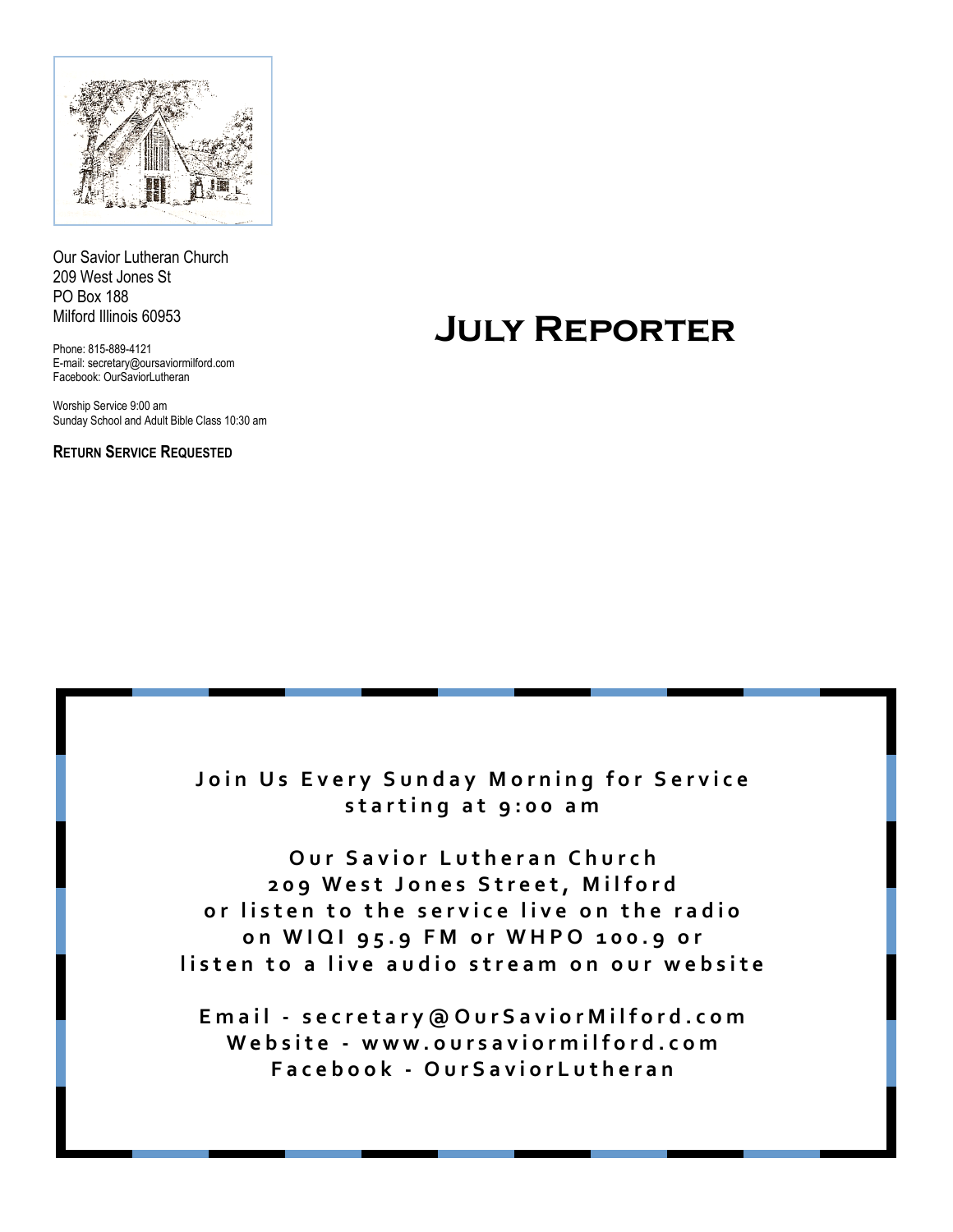Our Savior Lutheran Church
209 West Jones St
PO Box 188
Milford Illinois 60953

Phone: 815-889-4121
E-mail: secretary@oursaviormilford.com
Facebook: OurSaviorLutheran

Worship Service 9:00 am
Sunday School and Adult Bible Class 10:30 am

**RETURN SERVICE REQUESTED**

# July Reporter

**Join Us Every Sunday Morning for Service starting at 9:00 am**

**Our Savior Lutheran Church**
**209 West Jones Street, Milford**
**or listen to the service live on the radio on WIQI 95.9 FM or WHPO 100.9 or listen to a live audio stream on our website**

**Email - secretary@OurSaviorMilford.com**
**Website - www.oursaviormilford.com**
**Facebook - OurSaviorLutheran**